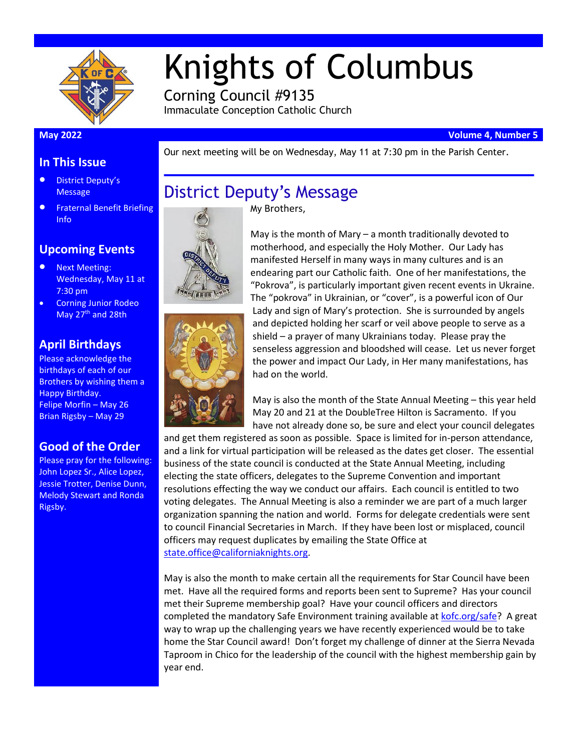# Knights of Columbus

Corning Council #9135

Immaculate Conception Catholic Church

**May 2022** **Volume 4, Number 5**

## In This Issue

- District Deputy's Message
- Fraternal Benefit Briefing Info

## Upcoming Events

- Next Meeting: Wednesday, May 11 at 7:30 pm
- Corning Junior Rodeo May 27th and 28th

## April Birthdays

Please acknowledge the birthdays of each of our Brothers by wishing them a Happy Birthday.

Felipe Morfin – May 26

Brian Rigsby – May 29

## Good of the Order

Please pray for the following: John Lopez Sr., Alice Lopez, Jessie Trotter, Denise Dunn, Melody Stewart and Ronda Rigsby.

Our next meeting will be on Wednesday, May 11 at 7:30 pm in the Parish Center.

## District Deputy's Message

My Brothers,

May is the month of Mary – a month traditionally devoted to motherhood, and especially the Holy Mother. Our Lady has manifested Herself in many ways in many cultures and is an endearing part our Catholic faith. One of her manifestations, the "Pokrova", is particularly important given recent events in Ukraine. The "pokrova" in Ukrainian, or "cover", is a powerful icon of Our Lady and sign of Mary's protection. She is surrounded by angels and depicted holding her scarf or veil above people to serve as a shield – a prayer of many Ukrainians today. Please pray the senseless aggression and bloodshed will cease. Let us never forget the power and impact Our Lady, in Her many manifestations, has had on the world.

May is also the month of the State Annual Meeting – this year held May 20 and 21 at the DoubleTree Hilton is Sacramento. If you have not already done so, be sure and elect your council delegates and get them registered as soon as possible. Space is limited for in-person attendance, and a link for virtual participation will be released as the dates get closer. The essential business of the state council is conducted at the State Annual Meeting, including electing the state officers, delegates to the Supreme Convention and important resolutions effecting the way we conduct our affairs. Each council is entitled to two voting delegates. The Annual Meeting is also a reminder we are part of a much larger organization spanning the nation and world. Forms for delegate credentials were sent to council Financial Secretaries in March. If they have been lost or misplaced, council officers may request duplicates by emailing the State Office at state.office@californiaknights.org.

May is also the month to make certain all the requirements for Star Council have been met. Have all the required forms and reports been sent to Supreme? Has your council met their Supreme membership goal? Have your council officers and directors completed the mandatory Safe Environment training available at kofc.org/safe? A great way to wrap up the challenging years we have recently experienced would be to take home the Star Council award! Don't forget my challenge of dinner at the Sierra Nevada Taproom in Chico for the leadership of the council with the highest membership gain by year end.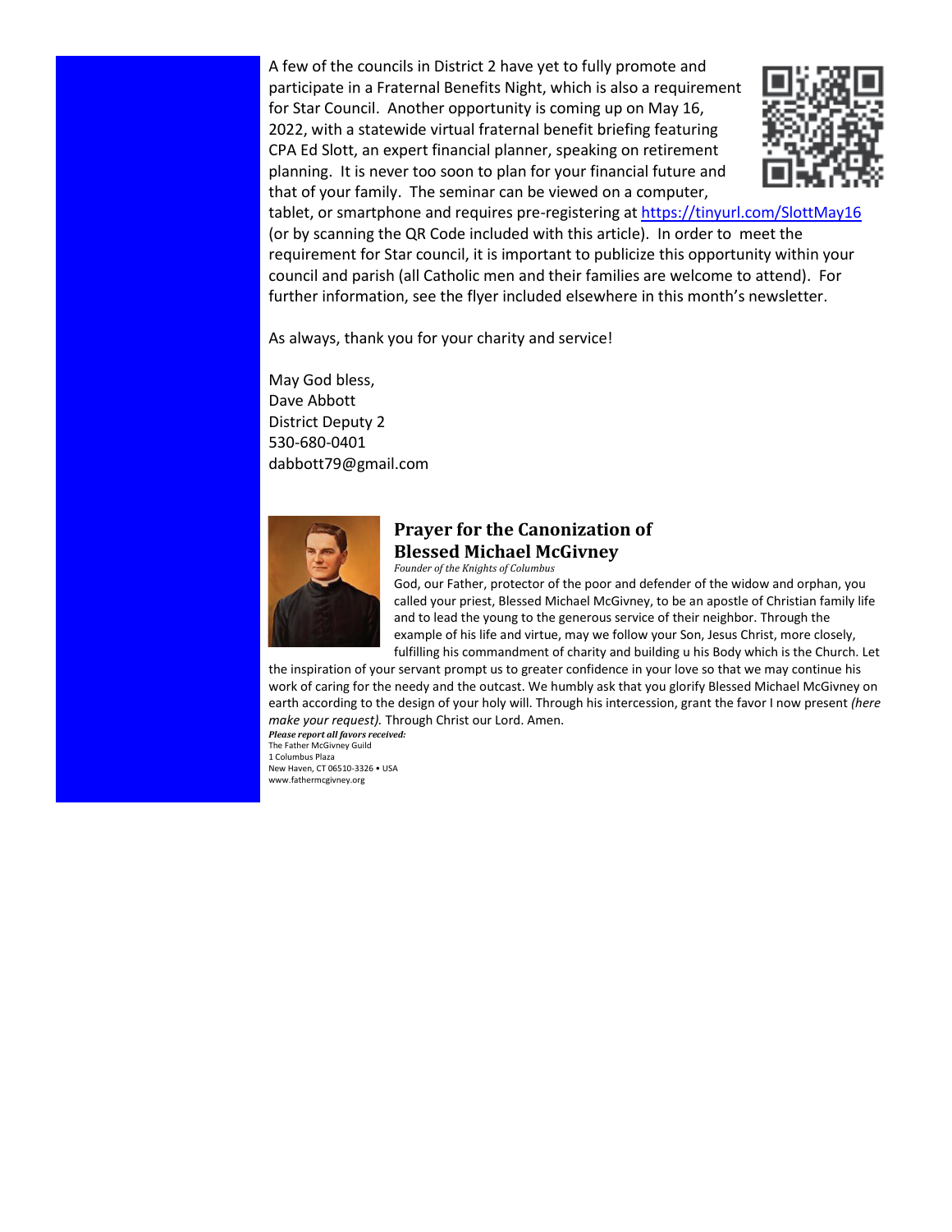A few of the councils in District 2 have yet to fully promote and participate in a Fraternal Benefits Night, which is also a requirement for Star Council. Another opportunity is coming up on May 16, 2022, with a statewide virtual fraternal benefit briefing featuring CPA Ed Slott, an expert financial planner, speaking on retirement planning. It is never too soon to plan for your financial future and that of your family. The seminar can be viewed on a computer, tablet, or smartphone and requires pre-registering at https://tinyurl.com/SlottMay16 (or by scanning the QR Code included with this article). In order to meet the requirement for Star council, it is important to publicize this opportunity within your council and parish (all Catholic men and their families are welcome to attend). For further information, see the flyer included elsewhere in this month's newsletter.

As always, thank you for your charity and service!

May God bless,
Dave Abbott
District Deputy 2
530-680-0401
dabbott79@gmail.com

## Prayer for the Canonization of Blessed Michael McGivney

*Founder of the Knights of Columbus*

God, our Father, protector of the poor and defender of the widow and orphan, you called your priest, Blessed Michael McGivney, to be an apostle of Christian family life and to lead the young to the generous service of their neighbor. Through the example of his life and virtue, may we follow your Son, Jesus Christ, more closely, fulfilling his commandment of charity and building u his Body which is the Church. Let the inspiration of your servant prompt us to greater confidence in your love so that we may continue his work of caring for the needy and the outcast. We humbly ask that you glorify Blessed Michael McGivney on earth according to the design of your holy will. Through his intercession, grant the favor I now present *(here make your request).* Through Christ our Lord. Amen.

***Please report all favors received:***
The Father McGivney Guild
1 Columbus Plaza
New Haven, CT 06510-3326 • USA
www.fathermcgivney.org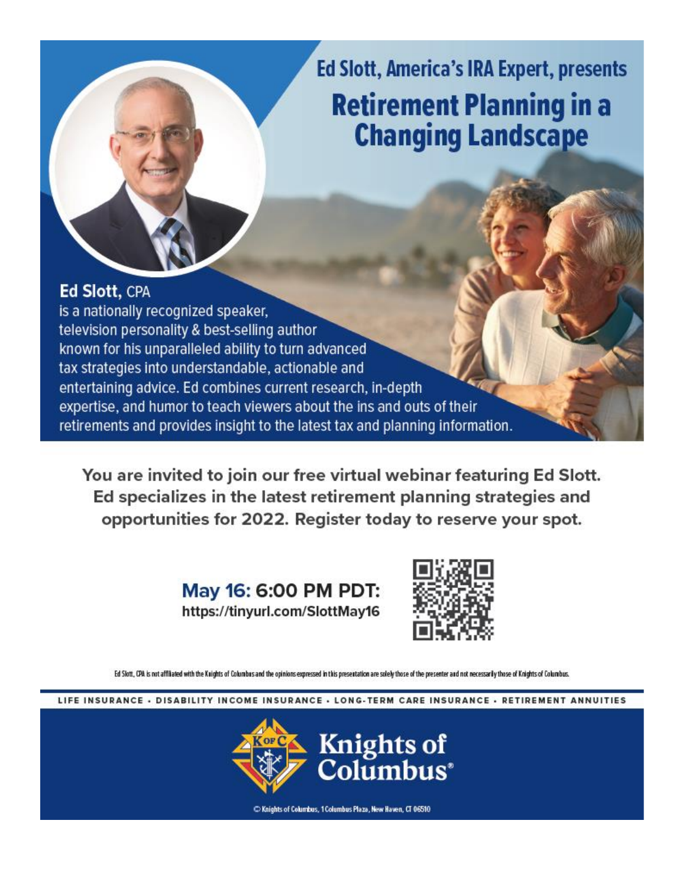Ed Slott, America's IRA Expert, presents

# Retirement Planning in a Changing Landscape

**Ed Slott,** CPA
is a nationally recognized speaker, television personality & best-selling author known for his unparalleled ability to turn advanced tax strategies into understandable, actionable and entertaining advice. Ed combines current research, in-depth expertise, and humor to teach viewers about the ins and outs of their retirements and provides insight to the latest tax and planning information.

**You are invited to join our free virtual webinar featuring Ed Slott. Ed specializes in the latest retirement planning strategies and opportunities for 2022. Register today to reserve your spot.**

**May 16: 6:00 PM PDT:**
**https://tinyurl.com/SlottMay16**

Ed Slott, CPA is not affiliated with the Knights of Columbus and the opinions expressed in this presentation are solely those of the presenter and not necessarily those of Knights of Columbus.

LIFE INSURANCE • DISABILITY INCOME INSURANCE • LONG-TERM CARE INSURANCE • RETIREMENT ANNUITIES

Knights of Columbus®

© Knights of Columbus, 1 Columbus Plaza, New Haven, CT 06510